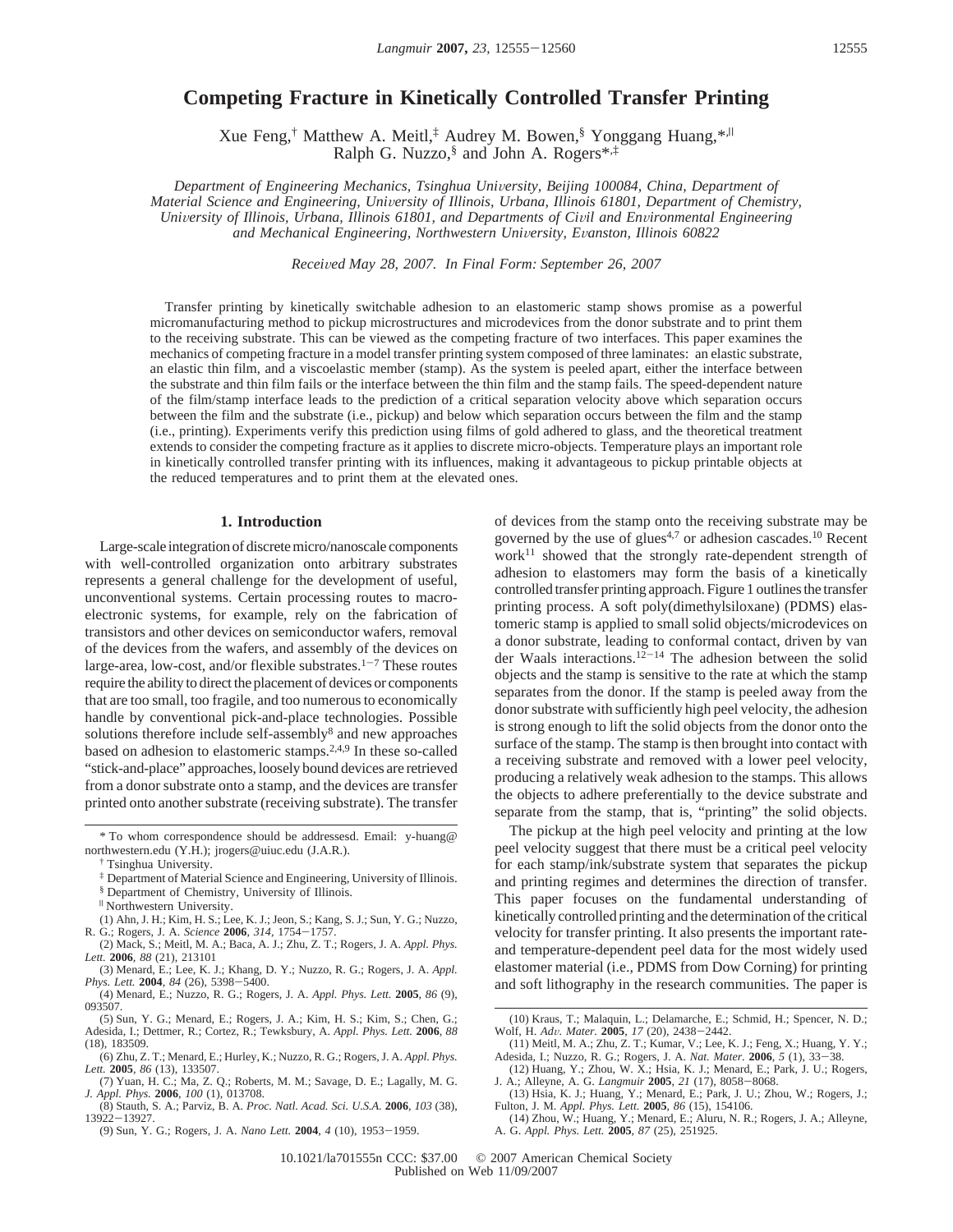# Competing Fracture in Kinetically Controlled Transfer Printing

Xue Feng,[†] Matthew A. Meitl,[‡] Audrey M. Bowen,[§] Yonggang Huang,*[,||] Ralph G. Nuzzo,[§] and John A. Rogers*[,‡]

*Department of Engineering Mechanics, Tsinghua University, Beijing 100084, China, Department of Material Science and Engineering, University of Illinois, Urbana, Illinois 61801, Department of Chemistry, University of Illinois, Urbana, Illinois 61801, and Departments of Civil and Environmental Engineering and Mechanical Engineering, Northwestern University, Evanston, Illinois 60822*

*Received May 28, 2007. In Final Form: September 26, 2007*

Transfer printing by kinetically switchable adhesion to an elastomeric stamp shows promise as a powerful micromanufacturing method to pickup microstructures and microdevices from the donor substrate and to print them to the receiving substrate. This can be viewed as the competing fracture of two interfaces. This paper examines the mechanics of competing fracture in a model transfer printing system composed of three laminates: an elastic substrate, an elastic thin film, and a viscoelastic member (stamp). As the system is peeled apart, either the interface between the substrate and thin film fails or the interface between the thin film and the stamp fails. The speed-dependent nature of the film/stamp interface leads to the prediction of a critical separation velocity above which separation occurs between the film and the substrate (i.e., pickup) and below which separation occurs between the film and the stamp (i.e., printing). Experiments verify this prediction using films of gold adhered to glass, and the theoretical treatment extends to consider the competing fracture as it applies to discrete micro-objects. Temperature plays an important role in kinetically controlled transfer printing with its influences, making it advantageous to pickup printable objects at the reduced temperatures and to print them at the elevated ones.

## 1. Introduction

Large-scale integration of discrete micro/nanoscale components with well-controlled organization onto arbitrary substrates represents a general challenge for the development of useful, unconventional systems. Certain processing routes to macroelectronic systems, for example, rely on the fabrication of transistors and other devices on semiconductor wafers, removal of the devices from the wafers, and assembly of the devices on large-area, low-cost, and/or flexible substrates.[1–7] These routes require the ability to direct the placement of devices or components that are too small, too fragile, and too numerous to economically handle by conventional pick-and-place technologies. Possible solutions therefore include self-assembly[8] and new approaches based on adhesion to elastomeric stamps.[2,4,9] In these so-called "stick-and-place" approaches, loosely bound devices are retrieved from a donor substrate onto a stamp, and the devices are transfer printed onto another substrate (receiving substrate). The transfer of devices from the stamp onto the receiving substrate may be governed by the use of glues[4,7] or adhesion cascades.[10] Recent work[11] showed that the strongly rate-dependent strength of adhesion to elastomers may form the basis of a kinetically controlled transfer printing approach. Figure 1 outlines the transfer printing process. A soft poly(dimethylsiloxane) (PDMS) elastomeric stamp is applied to small solid objects/microdevices on a donor substrate, leading to conformal contact, driven by van der Waals interactions.[12–14] The adhesion between the solid objects and the stamp is sensitive to the rate at which the stamp separates from the donor. If the stamp is peeled away from the donor substrate with sufficiently high peel velocity, the adhesion is strong enough to lift the solid objects from the donor onto the surface of the stamp. The stamp is then brought into contact with a receiving substrate and removed with a lower peel velocity, producing a relatively weak adhesion to the stamps. This allows the objects to adhere preferentially to the device substrate and separate from the stamp, that is, "printing" the solid objects.

The pickup at the high peel velocity and printing at the low peel velocity suggest that there must be a critical peel velocity for each stamp/ink/substrate system that separates the pickup and printing regimes and determines the direction of transfer. This paper focuses on the fundamental understanding of kinetically controlled printing and the determination of the critical velocity for transfer printing. It also presents the important rate- and temperature-dependent peel data for the most widely used elastomer material (i.e., PDMS from Dow Corning) for printing and soft lithography in the research communities. The paper is

---

\* To whom correspondence should be addressesd. Email: y-huang@northwestern.edu (Y.H.); jrogers@uiuc.edu (J.A.R.).

† Tsinghua University.

‡ Department of Material Science and Engineering, University of Illinois.

§ Department of Chemistry, University of Illinois.

|| Northwestern University.

(1) Ahn, J. H.; Kim, H. S.; Lee, K. J.; Jeon, S.; Kang, S. J.; Sun, Y. G.; Nuzzo, R. G.; Rogers, J. A. *Science* **2006**, *314*, 1754–1757.

(2) Mack, S.; Meitl, M. A.; Baca, A. J.; Zhu, Z. T.; Rogers, J. A. *Appl. Phys. Lett.* **2006**, *88* (21), 213101

(3) Menard, E.; Lee, K. J.; Khang, D. Y.; Nuzzo, R. G.; Rogers, J. A. *Appl. Phys. Lett.* **2004**, *84* (26), 5398–5400.

(4) Menard, E.; Nuzzo, R. G.; Rogers, J. A. *Appl. Phys. Lett.* **2005**, *86* (9), 093507.

(5) Sun, Y. G.; Menard, E.; Rogers, J. A.; Kim, H. S.; Kim, S.; Chen, G.; Adesida, I.; Dettmer, R.; Cortez, R.; Tewksbury, A. *Appl. Phys. Lett.* **2006**, *88* (18), 183509.

(6) Zhu, Z. T.; Menard, E.; Hurley, K.; Nuzzo, R. G.; Rogers, J. A. *Appl. Phys. Lett.* **2005**, *86* (13), 133507.

(7) Yuan, H. C.; Ma, Z. Q.; Roberts, M. M.; Savage, D. E.; Lagally, M. G. *J. Appl. Phys.* **2006**, *100* (1), 013708.

(8) Stauth, S. A.; Parviz, B. A. *Proc. Natl. Acad. Sci. U.S.A.* **2006**, *103* (38), 13922–13927.

(9) Sun, Y. G.; Rogers, J. A. *Nano Lett.* **2004**, *4* (10), 1953–1959.

(10) Kraus, T.; Malaquin, L.; Delamarche, E.; Schmid, H.; Spencer, N. D.; Wolf, H. *Adv. Mater.* **2005**, *17* (20), 2438–2442.

(11) Meitl, M. A.; Zhu, Z. T.; Kumar, V.; Lee, K. J.; Feng, X.; Huang, Y. Y.; Adesida, I.; Nuzzo, R. G.; Rogers, J. A. *Nat. Mater.* **2006**, *5* (1), 33–38.

(12) Huang, Y.; Zhou, W. X.; Hsia, K. J.; Menard, E.; Park, J. U.; Rogers, J. A.; Alleyne, A. G. *Langmuir* **2005**, *21* (17), 8058–8068.

(13) Hsia, K. J.; Huang, Y.; Menard, E.; Park, J. U.; Zhou, W.; Rogers, J.; Fulton, J. M. *Appl. Phys. Lett.* **2005**, *86* (15), 154106.

(14) Zhou, W.; Huang, Y.; Menard, E.; Aluru, N. R.; Rogers, J. A.; Alleyne, A. G. *Appl. Phys. Lett.* **2005**, *87* (25), 251925.

10.1021/la701555n CCC: $37.00 © 2007 American Chemical Society
Published on Web 11/09/2007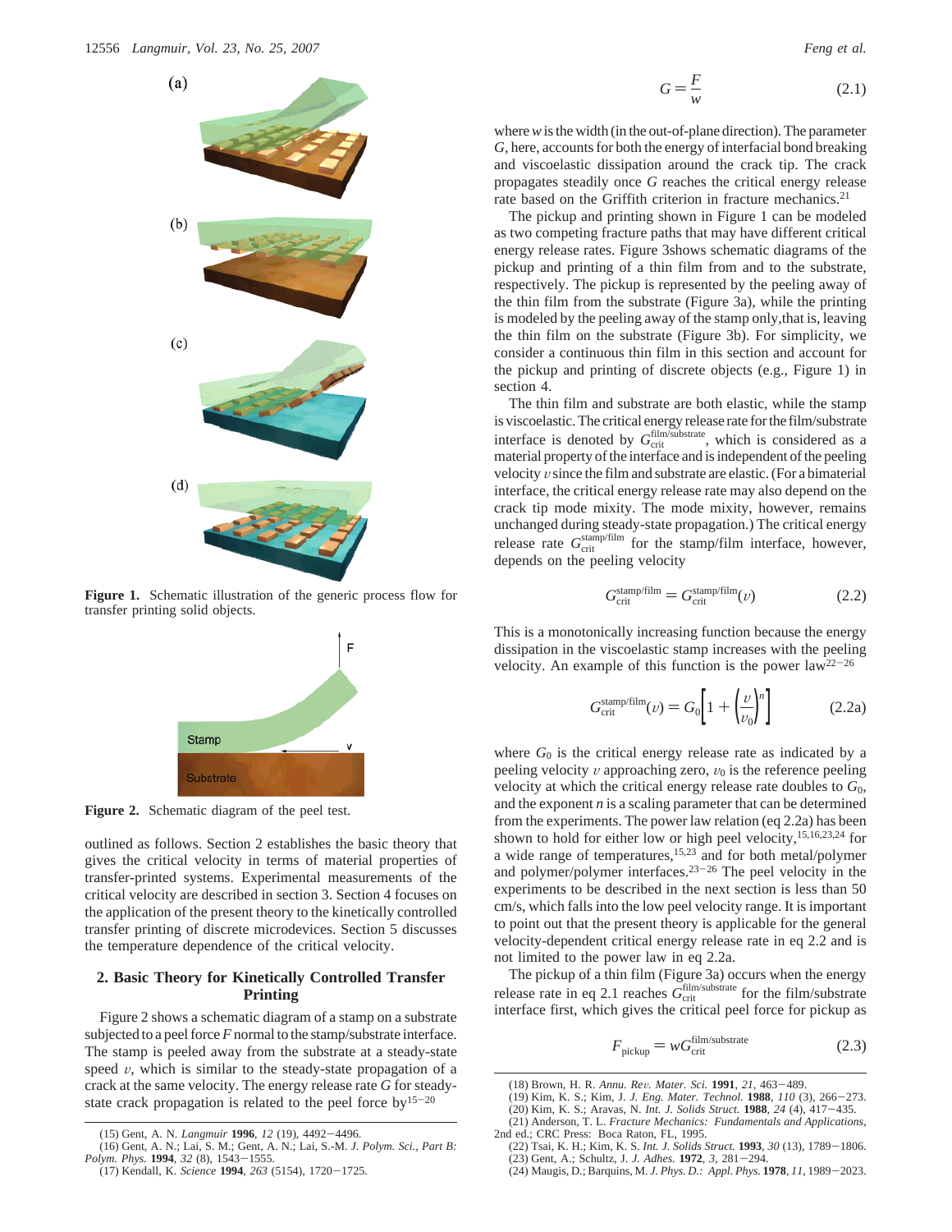Figure 1. Schematic illustration of the generic process flow for transfer printing solid objects.

Figure 2. Schematic diagram of the peel test.

outlined as follows. Section 2 establishes the basic theory that gives the critical velocity in terms of material properties of transfer-printed systems. Experimental measurements of the critical velocity are described in section 3. Section 4 focuses on the application of the present theory to the kinetically controlled transfer printing of discrete microdevices. Section 5 discusses the temperature dependence of the critical velocity.

## 2. Basic Theory for Kinetically Controlled Transfer Printing

Figure 2 shows a schematic diagram of a stamp on a substrate subjected to a peel force $F$ normal to the stamp/substrate interface. The stamp is peeled away from the substrate at a steady-state speed $v$, which is similar to the steady-state propagation of a crack at the same velocity. The energy release rate $G$ for steady-state crack propagation is related to the peel force by[15−20]

$$G = \frac{F}{w} \tag{2.1}$$

where $w$ is the width (in the out-of-plane direction). The parameter $G$, here, accounts for both the energy of interfacial bond breaking and viscoelastic dissipation around the crack tip. The crack propagates steadily once $G$ reaches the critical energy release rate based on the Griffith criterion in fracture mechanics.[21]

The pickup and printing shown in Figure 1 can be modeled as two competing fracture paths that may have different critical energy release rates. Figure 3shows schematic diagrams of the pickup and printing of a thin film from and to the substrate, respectively. The pickup is represented by the peeling away of the thin film from the substrate (Figure 3a), while the printing is modeled by the peeling away of the stamp only,that is, leaving the thin film on the substrate (Figure 3b). For simplicity, we consider a continuous thin film in this section and account for the pickup and printing of discrete objects (e.g., Figure 1) in section 4.

The thin film and substrate are both elastic, while the stamp is viscoelastic. The critical energy release rate for the film/substrate interface is denoted by $G_{\text{crit}}^{\text{film/substrate}}$, which is considered as a material property of the interface and is independent of the peeling velocity $v$ since the film and substrate are elastic. (For a bimaterial interface, the critical energy release rate may also depend on the crack tip mode mixity. The mode mixity, however, remains unchanged during steady-state propagation.) The critical energy release rate $G_{\text{crit}}^{\text{stamp/film}}$ for the stamp/film interface, however, depends on the peeling velocity

$$G_{\text{crit}}^{\text{stamp/film}} = G_{\text{crit}}^{\text{stamp/film}}(v) \tag{2.2}$$

This is a monotonically increasing function because the energy dissipation in the viscoelastic stamp increases with the peeling velocity. An example of this function is the power law[22−26]

$$G_{\text{crit}}^{\text{stamp/film}}(v) = G_0\left[1 + \left(\frac{v}{v_0}\right)^n\right] \tag{2.2a}$$

where $G_0$ is the critical energy release rate as indicated by a peeling velocity $v$ approaching zero, $v_0$ is the reference peeling velocity at which the critical energy release rate doubles to $G_0$, and the exponent $n$ is a scaling parameter that can be determined from the experiments. The power law relation (eq 2.2a) has been shown to hold for either low or high peel velocity,[15,16,23,24] for a wide range of temperatures,[15,23] and for both metal/polymer and polymer/polymer interfaces.[23−26] The peel velocity in the experiments to be described in the next section is less than 50 cm/s, which falls into the low peel velocity range. It is important to point out that the present theory is applicable for the general velocity-dependent critical energy release rate in eq 2.2 and is not limited to the power law in eq 2.2a.

The pickup of a thin film (Figure 3a) occurs when the energy release rate in eq 2.1 reaches $G_{\text{crit}}^{\text{film/substrate}}$ for the film/substrate interface first, which gives the critical peel force for pickup as

$$F_{\text{pickup}} = wG_{\text{crit}}^{\text{film/substrate}} \tag{2.3}$$

(15) Gent, A. N. *Langmuir* **1996**, *12* (19), 4492−4496.
(16) Gent, A. N.; Lai, S. M.; Gent, A. N.; Lai, S.-M. *J. Polym. Sci., Part B: Polym. Phys.* **1994**, *32* (8), 1543−1555.
(17) Kendall, K. *Science* **1994**, *263* (5154), 1720−1725.
(18) Brown, H. R. *Annu. Rev. Mater. Sci.* **1991**, *21*, 463−489.
(19) Kim, K. S.; Kim, J. *J. Eng. Mater. Technol.* **1988**, *110* (3), 266−273.
(20) Kim, K. S.; Aravas, N. *Int. J. Solids Struct.* **1988**, *24* (4), 417−435.
(21) Anderson, T. L. *Fracture Mechanics: Fundamentals and Applications*, 2nd ed.; CRC Press: Boca Raton, FL, 1995.
(22) Tsai, K. H.; Kim, K. S. *Int. J. Solids Struct.* **1993**, *30* (13), 1789−1806.
(23) Gent, A.; Schultz, J. *J. Adhes.* **1972**, *3*, 281−294.
(24) Maugis, D.; Barquins, M. *J. Phys. D.: Appl. Phys.* **1978**, *11*, 1989−2023.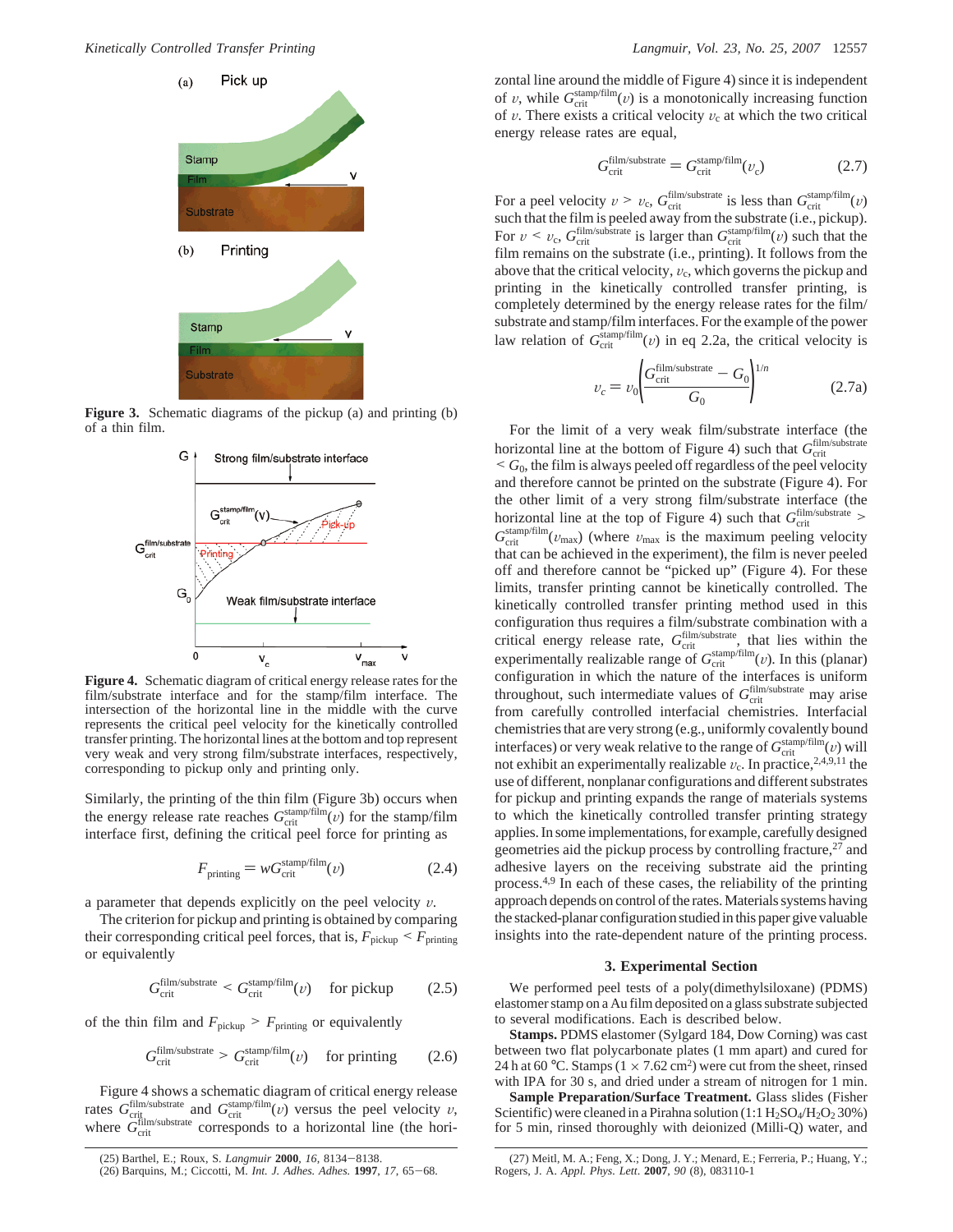**Figure 3.** Schematic diagrams of the pickup (a) and printing (b) of a thin film.

**Figure 4.** Schematic diagram of critical energy release rates for the film/substrate interface and for the stamp/film interface. The intersection of the horizontal line in the middle with the curve represents the critical peel velocity for the kinetically controlled transfer printing. The horizontal lines at the bottom and top represent very weak and very strong film/substrate interfaces, respectively, corresponding to pickup only and printing only.

Similarly, the printing of the thin film (Figure 3b) occurs when the energy release rate reaches $G_{crit}^{stamp/film}(v)$ for the stamp/film interface first, defining the critical peel force for printing as

$$F_{printing} = wG_{crit}^{stamp/film}(v) \tag{2.4}$$

a parameter that depends explicitly on the peel velocity $v$.

The criterion for pickup and printing is obtained by comparing their corresponding critical peel forces, that is, $F_{pickup} < F_{printing}$ or equivalently

$$G_{crit}^{film/substrate} < G_{crit}^{stamp/film}(v) \quad \text{for pickup} \tag{2.5}$$

of the thin film and $F_{pickup} > F_{printing}$ or equivalently

$$G_{crit}^{film/substrate} > G_{crit}^{stamp/film}(v) \quad \text{for printing} \tag{2.6}$$

Figure 4 shows a schematic diagram of critical energy release rates $G_{crit}^{film/substrate}$ and $G_{crit}^{stamp/film}(v)$ versus the peel velocity $v$, where $G_{crit}^{film/substrate}$ corresponds to a horizontal line (the horizontal line around the middle of Figure 4) since it is independent of $v$, while $G_{crit}^{stamp/film}(v)$ is a monotonically increasing function of $v$. There exists a critical velocity $v_c$ at which the two critical energy release rates are equal,

$$G_{crit}^{film/substrate} = G_{crit}^{stamp/film}(v_c) \tag{2.7}$$

For a peel velocity $v > v_c$, $G_{crit}^{film/substrate}$ is less than $G_{crit}^{stamp/film}(v)$ such that the film is peeled away from the substrate (i.e., pickup). For $v < v_c$, $G_{crit}^{film/substrate}$ is larger than $G_{crit}^{stamp/film}(v)$ such that the film remains on the substrate (i.e., printing). It follows from the above that the critical velocity, $v_c$, which governs the pickup and printing in the kinetically controlled transfer printing, is completely determined by the energy release rates for the film/substrate and stamp/film interfaces. For the example of the power law relation of $G_{crit}^{stamp/film}(v)$ in eq 2.2a, the critical velocity is

$$v_c = v_0\left(\frac{G_{crit}^{film/substrate} - G_0}{G_0}\right)^{1/n} \tag{2.7a}$$

For the limit of a very weak film/substrate interface (the horizontal line at the bottom of Figure 4) such that $G_{crit}^{film/substrate} < G_0$, the film is always peeled off regardless of the peel velocity and therefore cannot be printed on the substrate (Figure 4). For the other limit of a very strong film/substrate interface (the horizontal line at the top of Figure 4) such that $G_{crit}^{film/substrate} > G_{crit}^{stamp/film}(v_{max})$ (where $v_{max}$ is the maximum peeling velocity that can be achieved in the experiment), the film is never peeled off and therefore cannot be "picked up" (Figure 4). For these limits, transfer printing cannot be kinetically controlled. The kinetically controlled transfer printing method used in this configuration thus requires a film/substrate combination with a critical energy release rate, $G_{crit}^{film/substrate}$, that lies within the experimentally realizable range of $G_{crit}^{stamp/film}(v)$. In this (planar) configuration in which the nature of the interfaces is uniform throughout, such intermediate values of $G_{crit}^{film/substrate}$ may arise from carefully controlled interfacial chemistries. Interfacial chemistries that are very strong (e.g., uniformly covalently bound interfaces) or very weak relative to the range of $G_{crit}^{stamp/film}(v)$ will not exhibit an experimentally realizable $v_c$. In practice,[2,4,9,11] the use of different, nonplanar configurations and different substrates for pickup and printing expands the range of materials systems to which the kinetically controlled transfer printing strategy applies. In some implementations, for example, carefully designed geometries aid the pickup process by controlling fracture,[27] and adhesive layers on the receiving substrate aid the printing process.[4,9] In each of these cases, the reliability of the printing approach depends on control of the rates. Materials systems having the stacked-planar configuration studied in this paper give valuable insights into the rate-dependent nature of the printing process.

## 3. Experimental Section

We performed peel tests of a poly(dimethylsiloxane) (PDMS) elastomer stamp on a Au film deposited on a glass substrate subjected to several modifications. Each is described below.

**Stamps.** PDMS elastomer (Sylgard 184, Dow Corning) was cast between two flat polycarbonate plates (1 mm apart) and cured for 24 h at 60 °C. Stamps (1 × 7.62 cm$^2$) were cut from the sheet, rinsed with IPA for 30 s, and dried under a stream of nitrogen for 1 min.

**Sample Preparation/Surface Treatment.** Glass slides (Fisher Scientific) were cleaned in a Pirahna solution (1:1 $H_2SO_4$/$H_2O_2$ 30%) for 5 min, rinsed thoroughly with deionized (Milli-Q) water, and

(25) Barthel, E.; Roux, S. *Langmuir* **2000**, *16*, 8134−8138.
(26) Barquins, M.; Ciccotti, M. *Int. J. Adhes. Adhes.* **1997**, *17*, 65−68.
(27) Meitl, M. A.; Feng, X.; Dong, J. Y.; Menard, E.; Ferreria, P.; Huang, Y.; Rogers, J. A. *Appl. Phys. Lett.* **2007**, *90* (8), 083110-1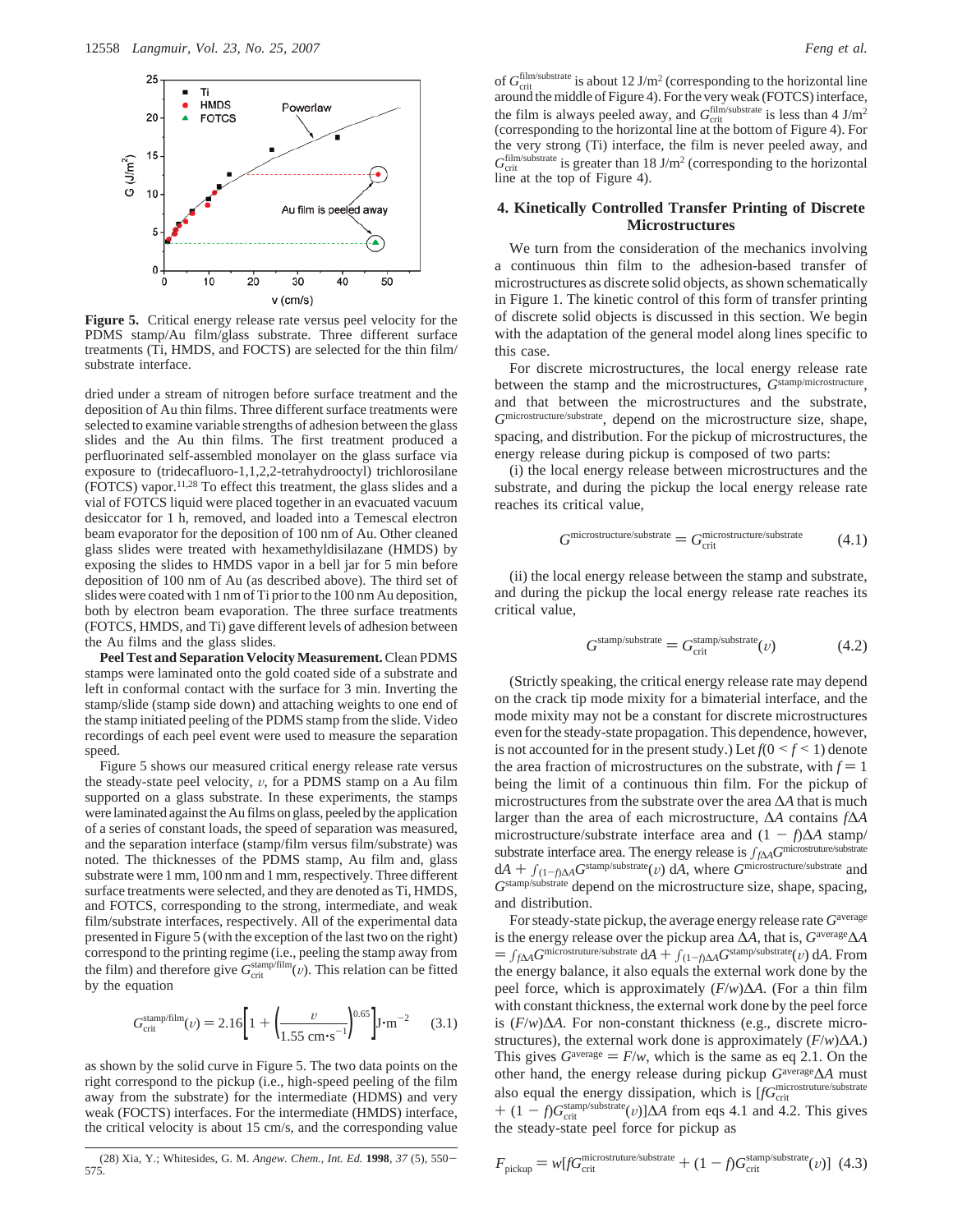Figure 5. Critical energy release rate versus peel velocity for the PDMS stamp/Au film/glass substrate. Three different surface treatments (Ti, HMDS, and FOCTS) are selected for the thin film/substrate interface.

dried under a stream of nitrogen before surface treatment and the deposition of Au thin films. Three different surface treatments were selected to examine variable strengths of adhesion between the glass slides and the Au thin films. The first treatment produced a perfluorinated self-assembled monolayer on the glass surface via exposure to (tridecafluoro-1,1,2,2-tetrahydrooctyl) trichlorosilane (FOTCS) vapor.[11,28] To effect this treatment, the glass slides and a vial of FOTCS liquid were placed together in an evacuated vacuum desiccator for 1 h, removed, and loaded into a Temescal electron beam evaporator for the deposition of 100 nm of Au. Other cleaned glass slides were treated with hexamethyldisilazane (HMDS) by exposing the slides to HMDS vapor in a bell jar for 5 min before deposition of 100 nm of Au (as described above). The third set of slides were coated with 1 nm of Ti prior to the 100 nm Au deposition, both by electron beam evaporation. The three surface treatments (FOTCS, HMDS, and Ti) gave different levels of adhesion between the Au films and the glass slides.

**Peel Test and Separation Velocity Measurement.** Clean PDMS stamps were laminated onto the gold coated side of a substrate and left in conformal contact with the surface for 3 min. Inverting the stamp/slide (stamp side down) and attaching weights to one end of the stamp initiated peeling of the PDMS stamp from the slide. Video recordings of each peel event were used to measure the separation speed.

Figure 5 shows our measured critical energy release rate versus the steady-state peel velocity, $v$, for a PDMS stamp on a Au film supported on a glass substrate. In these experiments, the stamps were laminated against the Au films on glass, peeled by the application of a series of constant loads, the speed of separation was measured, and the separation interface (stamp/film versus film/substrate) was noted. The thicknesses of the PDMS stamp, Au film and, glass substrate were 1 mm, 100 nm and 1 mm, respectively. Three different surface treatments were selected, and they are denoted as Ti, HMDS, and FOCTS, corresponding to the strong, intermediate, and weak film/substrate interfaces, respectively. All of the experimental data presented in Figure 5 (with the exception of the last two on the right) correspond to the printing regime (i.e., peeling the stamp away from the film) and therefore give $G_{\text{crit}}^{\text{stamp/film}}(v)$. This relation can be fitted by the equation

$$G_{\text{crit}}^{\text{stamp/film}}(v) = 2.16\left[1 + \left(\frac{v}{1.55\ \text{cm}\cdot\text{s}^{-1}}\right)^{0.65}\right]\text{J}\cdot\text{m}^{-2} \qquad (3.1)$$

as shown by the solid curve in Figure 5. The two data points on the right correspond to the pickup (i.e., high-speed peeling of the film away from the substrate) for the intermediate (HDMS) and very weak (FOCTS) interfaces. For the intermediate (HMDS) interface, the critical velocity is about 15 cm/s, and the corresponding value of $G_{\text{crit}}^{\text{film/substrate}}$ is about 12 J/m$^2$ (corresponding to the horizontal line around the middle of Figure 4). For the very weak (FOTCS) interface, the film is always peeled away, and $G_{\text{crit}}^{\text{film/substrate}}$ is less than 4 J/m$^2$ (corresponding to the horizontal line at the bottom of Figure 4). For the very strong (Ti) interface, the film is never peeled away, and $G_{\text{crit}}^{\text{film/substrate}}$ is greater than 18 J/m$^2$ (corresponding to the horizontal line at the top of Figure 4).

## 4. Kinetically Controlled Transfer Printing of Discrete Microstructures

We turn from the consideration of the mechanics involving a continuous thin film to the adhesion-based transfer of microstructures as discrete solid objects, as shown schematically in Figure 1. The kinetic control of this form of transfer printing of discrete solid objects is discussed in this section. We begin with the adaptation of the general model along lines specific to this case.

For discrete microstructures, the local energy release rate between the stamp and the microstructures, $G^{\text{stamp/microstructure}}$, and that between the microstructures and the substrate, $G^{\text{microstructure/substrate}}$, depend on the microstructure size, shape, spacing, and distribution. For the pickup of microstructures, the energy release during pickup is composed of two parts:

(i) the local energy release between microstructures and the substrate, and during the pickup the local energy release rate reaches its critical value,

$$G^{\text{microstructure/substrate}} = G_{\text{crit}}^{\text{microstructure/substrate}} \qquad (4.1)$$

(ii) the local energy release between the stamp and substrate, and during the pickup the local energy release rate reaches its critical value,

$$G^{\text{stamp/substrate}} = G_{\text{crit}}^{\text{stamp/substrate}}(v) \qquad (4.2)$$

(Strictly speaking, the critical energy release rate may depend on the crack tip mode mixity for a bimaterial interface, and the mode mixity may not be a constant for discrete microstructures even for the steady-state propagation. This dependence, however, is not accounted for in the present study.) Let $f(0 < f < 1)$ denote the area fraction of microstructures on the substrate, with $f = 1$ being the limit of a continuous thin film. For the pickup of microstructures from the substrate over the area $\Delta A$ that is much larger than the area of each microstructure, $\Delta A$ contains $f\Delta A$ microstructure/substrate interface area and $(1 - f)\Delta A$ stamp/substrate interface area. The energy release is $\int_{f\Delta A} G^{\text{microstruture/substrate}}\, dA + \int_{(1-f)\Delta A} G^{\text{stamp/substrate}}(v)\, dA$, where $G^{\text{microstructure/substrate}}$ and $G^{\text{stamp/substrate}}$ depend on the microstructure size, shape, spacing, and distribution.

For steady-state pickup, the average energy release rate $G^{\text{average}}$ is the energy release over the pickup area $\Delta A$, that is, $G^{\text{average}}\Delta A = \int_{f\Delta A} G^{\text{microstructure/substrate}}\, dA + \int_{(1-f)\Delta A} G^{\text{stamp/substrate}}(v)\, dA$. From the energy balance, it also equals the external work done by the peel force, which is approximately $(F/w)\Delta A$. (For a thin film with constant thickness, the external work done by the peel force is $(F/w)\Delta A$. For non-constant thickness (e.g., discrete microstructures), the external work done is approximately $(F/w)\Delta A$.) This gives $G^{\text{average}} = F/w$, which is the same as eq 2.1. On the other hand, the energy release during pickup $G^{\text{average}}\Delta A$ must also equal the energy dissipation, which is $[fG_{\text{crit}}^{\text{microstruture/substrate}} + (1 - f)G_{\text{crit}}^{\text{stamp/substrate}}(v)]\Delta A$ from eqs 4.1 and 4.2. This gives the steady-state peel force for pickup as

$$F_{\text{pickup}} = w[fG_{\text{crit}}^{\text{microstruture/substrate}} + (1 - f)G_{\text{crit}}^{\text{stamp/substrate}}(v)] \qquad (4.3)$$

(28) Xia, Y.; Whitesides, G. M. *Angew. Chem., Int. Ed.* **1998**, *37* (5), 550–575.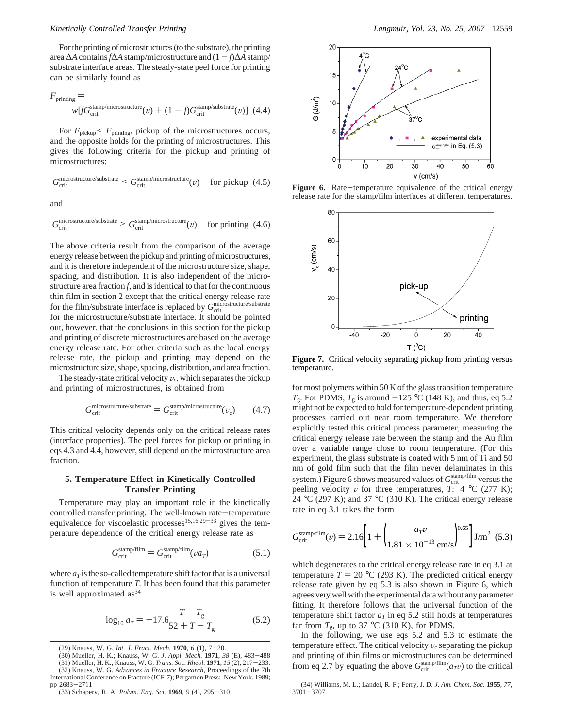For the printing of microstructures (to the substrate), the printing area $\Delta A$ contains $f\Delta A$ stamp/microstructure and $(1 - f)\Delta A$ stamp/substrate interface areas. The steady-state peel force for printing can be similarly found as

$$F_{\text{printing}} = w[fG_{\text{crit}}^{\text{stamp/microstructure}}(v) + (1 - f)G_{\text{crit}}^{\text{stamp/substrate}}(v)] \quad (4.4)$$

For $F_{\text{pickup}} < F_{\text{printing}}$, pickup of the microstructures occurs, and the opposite holds for the printing of microstructures. This gives the following criteria for the pickup and printing of microstructures:

$$G_{\text{crit}}^{\text{microstructure/substrate}} < G_{\text{crit}}^{\text{stamp/microstructure}}(v) \quad \text{for pickup} \quad (4.5)$$

and

$$G_{\text{crit}}^{\text{microstructure/substrate}} > G_{\text{crit}}^{\text{stamp/microstructure}}(v) \quad \text{for printing} \quad (4.6)$$

The above criteria result from the comparison of the average energy release between the pickup and printing of microstructures, and it is therefore independent of the microstructure size, shape, spacing, and distribution. It is also independent of the microstructure area fraction $f$, and is identical to that for the continuous thin film in section 2 except that the critical energy release rate for the film/substrate interface is replaced by $G_{\text{crit}}^{\text{microstructure/substrate}}$ for the microstructure/substrate interface. It should be pointed out, however, that the conclusions in this section for the pickup and printing of discrete microstructures are based on the average energy release rate. For other criteria such as the local energy release rate, the pickup and printing may depend on the microstructure size, shape, spacing, distribution, and area fraction.

The steady-state critical velocity $v_c$, which separates the pickup and printing of microstructures, is obtained from

$$G_{\text{crit}}^{\text{microstructure/substrate}} = G_{\text{crit}}^{\text{stamp/microstructure}}(v_c) \quad (4.7)$$

This critical velocity depends only on the critical release rates (interface properties). The peel forces for pickup or printing in eqs 4.3 and 4.4, however, still depend on the microstructure area fraction.

## 5. Temperature Effect in Kinetically Controlled Transfer Printing

Temperature may play an important role in the kinetically controlled transfer printing. The well-known rate−temperature equivalence for viscoelastic processes[15,16,29−33] gives the temperature dependence of the critical energy release rate as

$$G_{\text{crit}}^{\text{stamp/film}} = G_{\text{crit}}^{\text{stamp/film}}(va_T) \quad (5.1)$$

where $a_T$ is the so-called temperature shift factor that is a universal function of temperature $T$. It has been found that this parameter is well approximated as[34]

$$\log_{10} a_T = -17.6\frac{T - T_g}{52 + T - T_g} \quad (5.2)$$

Figure 6. Rate−temperature equivalence of the critical energy release rate for the stamp/film interfaces at different temperatures.

Figure 7. Critical velocity separating pickup from printing versus temperature.

for most polymers within 50 K of the glass transition temperature $T_g$. For PDMS, $T_g$ is around −125 °C (148 K), and thus, eq 5.2 might not be expected to hold for temperature-dependent printing processes carried out near room temperature. We therefore explicitly tested this critical process parameter, measuring the critical energy release rate between the stamp and the Au film over a variable range close to room temperature. (For this experiment, the glass substrate is coated with 5 nm of Ti and 50 nm of gold film such that the film never delaminates in this system.) Figure 6 shows measured values of $G_{\text{crit}}^{\text{stamp/film}}$ versus the peeling velocity $v$ for three temperatures, $T$: 4 °C (277 K); 24 °C (297 K); and 37 °C (310 K). The critical energy release rate in eq 3.1 takes the form

$$G_{\text{crit}}^{\text{stamp/film}}(v) = 2.16\left[1 + \left(\frac{a_T v}{1.81 \times 10^{-13}\ \text{cm/s}}\right)^{0.65}\right]\ \text{J/m}^2 \quad (5.3)$$

which degenerates to the critical energy release rate in eq 3.1 at temperature $T = 20$ °C (293 K). The predicted critical energy release rate given by eq 5.3 is also shown in Figure 6, which agrees very well with the experimental data without any parameter fitting. It therefore follows that the universal function of the temperature shift factor $a_T$ in eq 5.2 still holds at temperatures far from $T_g$, up to 37 °C (310 K), for PDMS.

In the following, we use eqs 5.2 and 5.3 to estimate the temperature effect. The critical velocity $v_c$ separating the pickup and printing of thin films or microstructures can be determined from eq 2.7 by equating the above $G_{\text{crit}}^{\text{stamp/film}}(a_T v)$ to the critical

(29) Knauss, W. G. *Int. J. Fract. Mech.* **1970**, *6* (1), 7−20.
(30) Mueller, H. K.; Knauss, W. G. *J. Appl. Mech.* **1971**, *38* (E), 483−488
(31) Mueller, H. K.; Knauss, W. G. *Trans. Soc. Rheol.* **1971**, *15* (2), 217−233.
(32) Knauss, W. G. *Advances in Fracture Research*, Proceedings of the 7th International Conference on Fracture (ICF-7); Pergamon Press: New York, 1989; pp 2683−2711
(33) Schapery, R. A. *Polym. Eng. Sci.* **1969**, *9* (4), 295−310.
(34) Williams, M. L.; Landel, R. F.; Ferry, J. D. *J. Am. Chem. Soc.* **1955**, *77*, 3701−3707.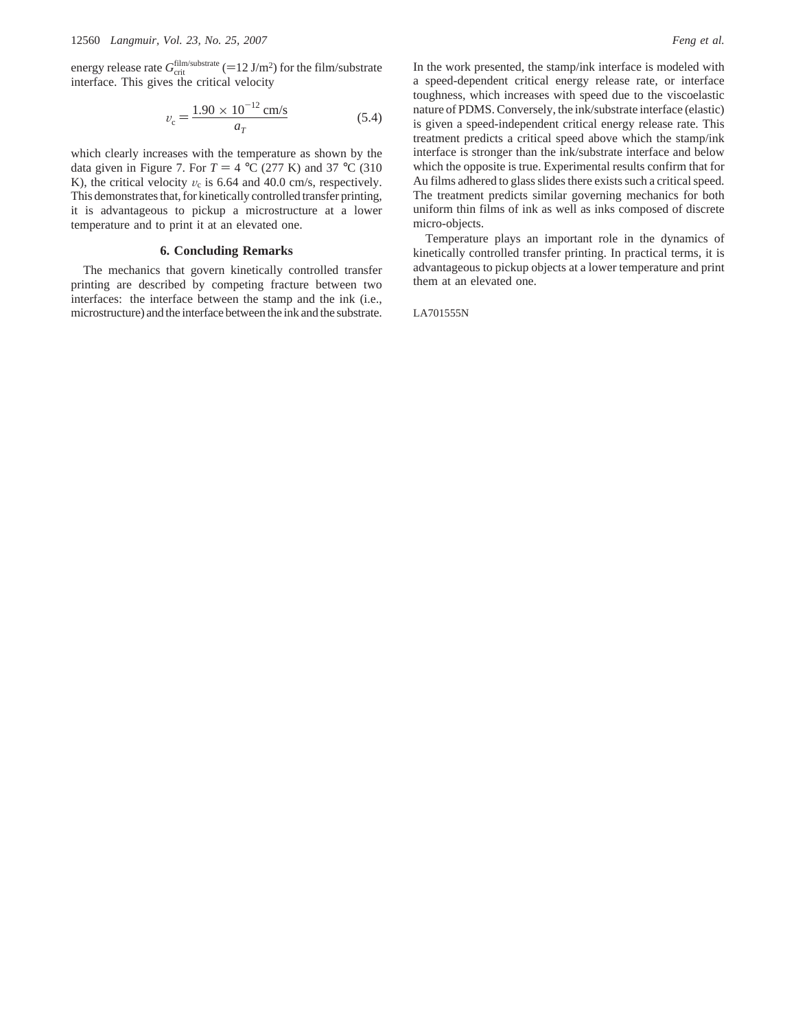energy release rate $G_{\text{crit}}^{\text{film/substrate}}$ (=12 J/m$^2$) for the film/substrate interface. This gives the critical velocity

$$v_c = \frac{1.90 \times 10^{-12}\ \text{cm/s}}{a_T} \tag{5.4}$$

which clearly increases with the temperature as shown by the data given in Figure 7. For $T = 4$ °C (277 K) and 37 °C (310 K), the critical velocity $v_c$ is 6.64 and 40.0 cm/s, respectively. This demonstrates that, for kinetically controlled transfer printing, it is advantageous to pickup a microstructure at a lower temperature and to print it at an elevated one.

## 6. Concluding Remarks

The mechanics that govern kinetically controlled transfer printing are described by competing fracture between two interfaces: the interface between the stamp and the ink (i.e., microstructure) and the interface between the ink and the substrate. In the work presented, the stamp/ink interface is modeled with a speed-dependent critical energy release rate, or interface toughness, which increases with speed due to the viscoelastic nature of PDMS. Conversely, the ink/substrate interface (elastic) is given a speed-independent critical energy release rate. This treatment predicts a critical speed above which the stamp/ink interface is stronger than the ink/substrate interface and below which the opposite is true. Experimental results confirm that for Au films adhered to glass slides there exists such a critical speed. The treatment predicts similar governing mechanics for both uniform thin films of ink as well as inks composed of discrete micro-objects.

Temperature plays an important role in the dynamics of kinetically controlled transfer printing. In practical terms, it is advantageous to pickup objects at a lower temperature and print them at an elevated one.

LA701555N